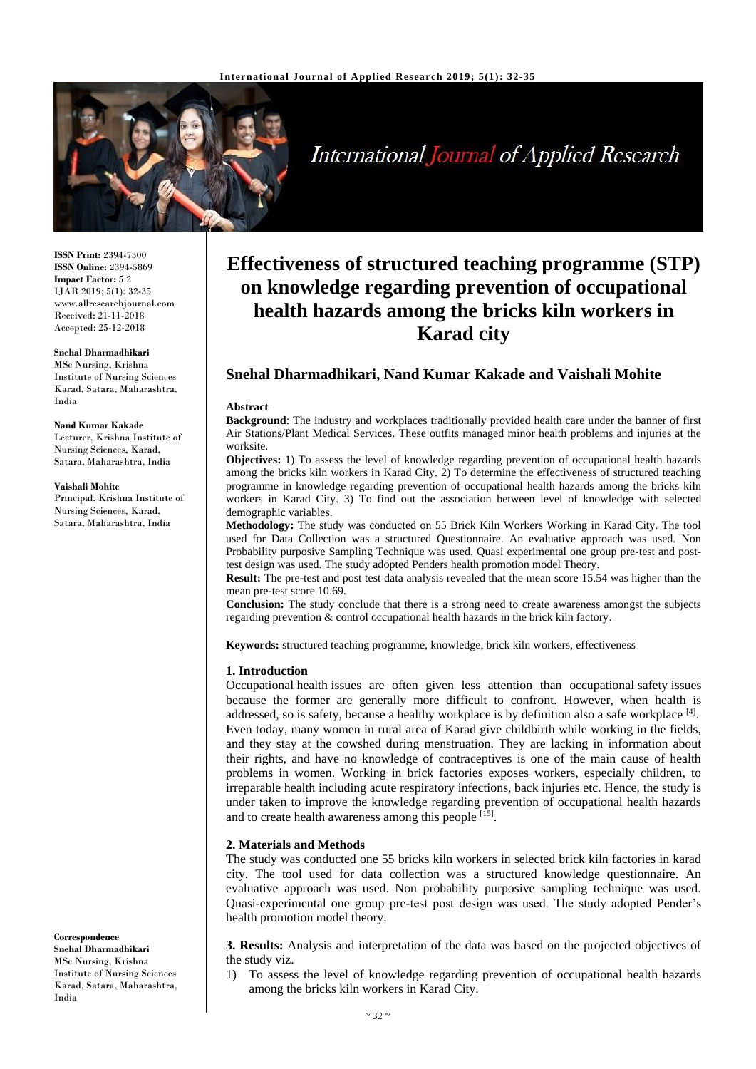**ISSN Print:** 2394-7500
**ISSN Online:** 2394-5869
**Impact Factor:** 5.2
IJAR 2019; 5(1): 32-35
www.allresearchjournal.com
Received: 21-11-2018
Accepted: 25-12-2018

**Snehal Dharmadhikari**
MSc Nursing, Krishna Institute of Nursing Sciences Karad, Satara, Maharashtra, India

**Nand Kumar Kakade**
Lecturer, Krishna Institute of Nursing Sciences, Karad, Satara, Maharashtra, India

**Vaishali Mohite**
Principal, Krishna Institute of Nursing Sciences, Karad, Satara, Maharashtra, India

**Correspondence**
**Snehal Dharmadhikari**
MSc Nursing, Krishna Institute of Nursing Sciences Karad, Satara, Maharashtra, India

# Effectiveness of structured teaching programme (STP) on knowledge regarding prevention of occupational health hazards among the bricks kiln workers in Karad city

## Snehal Dharmadhikari, Nand Kumar Kakade and Vaishali Mohite

### Abstract

**Background**: The industry and workplaces traditionally provided health care under the banner of first Air Stations/Plant Medical Services. These outfits managed minor health problems and injuries at the worksite.

**Objectives:** 1) To assess the level of knowledge regarding prevention of occupational health hazards among the bricks kiln workers in Karad City. 2) To determine the effectiveness of structured teaching programme in knowledge regarding prevention of occupational health hazards among the bricks kiln workers in Karad City. 3) To find out the association between level of knowledge with selected demographic variables.

**Methodology:** The study was conducted on 55 Brick Kiln Workers Working in Karad City. The tool used for Data Collection was a structured Questionnaire. An evaluative approach was used. Non Probability purposive Sampling Technique was used. Quasi experimental one group pre-test and post-test design was used. The study adopted Penders health promotion model Theory.

**Result:** The pre-test and post test data analysis revealed that the mean score 15.54 was higher than the mean pre-test score 10.69.

**Conclusion:** The study conclude that there is a strong need to create awareness amongst the subjects regarding prevention & control occupational health hazards in the brick kiln factory.

**Keywords:** structured teaching programme, knowledge, brick kiln workers, effectiveness

### 1. Introduction

Occupational health issues are often given less attention than occupational safety issues because the former are generally more difficult to confront. However, when health is addressed, so is safety, because a healthy workplace is by definition also a safe workplace [4].

Even today, many women in rural area of Karad give childbirth while working in the fields, and they stay at the cowshed during menstruation. They are lacking in information about their rights, and have no knowledge of contraceptives is one of the main cause of health problems in women. Working in brick factories exposes workers, especially children, to irreparable health including acute respiratory infections, back injuries etc. Hence, the study is under taken to improve the knowledge regarding prevention of occupational health hazards and to create health awareness among this people [15].

### 2. Materials and Methods

The study was conducted one 55 bricks kiln workers in selected brick kiln factories in karad city. The tool used for data collection was a structured knowledge questionnaire. An evaluative approach was used. Non probability purposive sampling technique was used. Quasi-experimental one group pre-test post design was used. The study adopted Pender's health promotion model theory.

**3. Results:** Analysis and interpretation of the data was based on the projected objectives of the study viz.

1) To assess the level of knowledge regarding prevention of occupational health hazards among the bricks kiln workers in Karad City.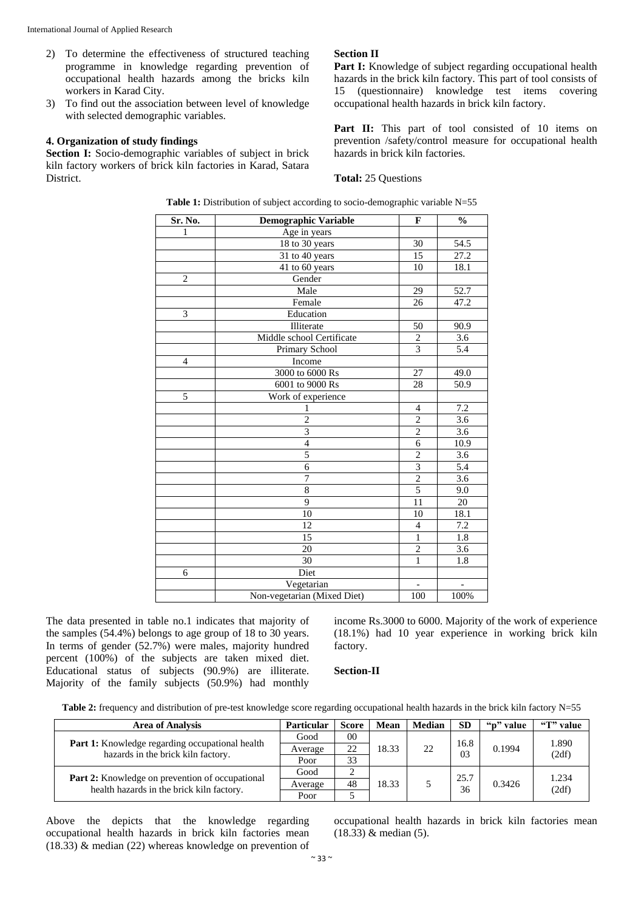2) To determine the effectiveness of structured teaching programme in knowledge regarding prevention of occupational health hazards among the bricks kiln workers in Karad City.
3) To find out the association between level of knowledge with selected demographic variables.

## 4. Organization of study findings

**Section I:** Socio-demographic variables of subject in brick kiln factory workers of brick kiln factories in Karad, Satara District.

**Section II**

**Part I:** Knowledge of subject regarding occupational health hazards in the brick kiln factory. This part of tool consists of 15 (questionnaire) knowledge test items covering occupational health hazards in brick kiln factory.

**Part II:** This part of tool consisted of 10 items on prevention /safety/control measure for occupational health hazards in brick kiln factories.

**Total:** 25 Questions

**Table 1:** Distribution of subject according to socio-demographic variable N=55

| Sr. No. | Demographic Variable | F | % |
|---|---|---|---|
| 1 | Age in years | | |
| | 18 to 30 years | 30 | 54.5 |
| | 31 to 40 years | 15 | 27.2 |
| | 41 to 60 years | 10 | 18.1 |
| 2 | Gender | | |
| | Male | 29 | 52.7 |
| | Female | 26 | 47.2 |
| 3 | Education | | |
| | Illiterate | 50 | 90.9 |
| | Middle school Certificate | 2 | 3.6 |
| | Primary School | 3 | 5.4 |
| 4 | Income | | |
| | 3000 to 6000 Rs | 27 | 49.0 |
| | 6001 to 9000 Rs | 28 | 50.9 |
| 5 | Work of experience | | |
| | 1 | 4 | 7.2 |
| | 2 | 2 | 3.6 |
| | 3 | 2 | 3.6 |
| | 4 | 6 | 10.9 |
| | 5 | 2 | 3.6 |
| | 6 | 3 | 5.4 |
| | 7 | 2 | 3.6 |
| | 8 | 5 | 9.0 |
| | 9 | 11 | 20 |
| | 10 | 10 | 18.1 |
| | 12 | 4 | 7.2 |
| | 15 | 1 | 1.8 |
| | 20 | 2 | 3.6 |
| | 30 | 1 | 1.8 |
| 6 | Diet | | |
| | Vegetarian | - | - |
| | Non-vegetarian (Mixed Diet) | 100 | 100% |

The data presented in table no.1 indicates that majority of the samples (54.4%) belongs to age group of 18 to 30 years. In terms of gender (52.7%) were males, majority hundred percent (100%) of the subjects are taken mixed diet. Educational status of subjects (90.9%) are illiterate. Majority of the family subjects (50.9%) had monthly income Rs.3000 to 6000. Majority of the work of experience (18.1%) had 10 year experience in working brick kiln factory.

**Section-II**

**Table 2:** frequency and distribution of pre-test knowledge score regarding occupational health hazards in the brick kiln factory N=55

| Area of Analysis | Particular | Score | Mean | Median | SD | "p" value | "T" value |
|---|---|---|---|---|---|---|---|
| **Part 1:** Knowledge regarding occupational health hazards in the brick kiln factory. | Good | 00 | 18.33 | 22 | 16.8 03 | 0.1994 | 1.890 (2df) |
| | Average | 22 | | | | | |
| | Poor | 33 | | | | | |
| **Part 2:** Knowledge on prevention of occupational health hazards in the brick kiln factory. | Good | 2 | 18.33 | 5 | 25.7 36 | 0.3426 | 1.234 (2df) |
| | Average | 48 | | | | | |
| | Poor | 5 | | | | | |

Above the depicts that the knowledge regarding occupational health hazards in brick kiln factories mean (18.33) & median (22) whereas knowledge on prevention of occupational health hazards in brick kiln factories mean (18.33) & median (5).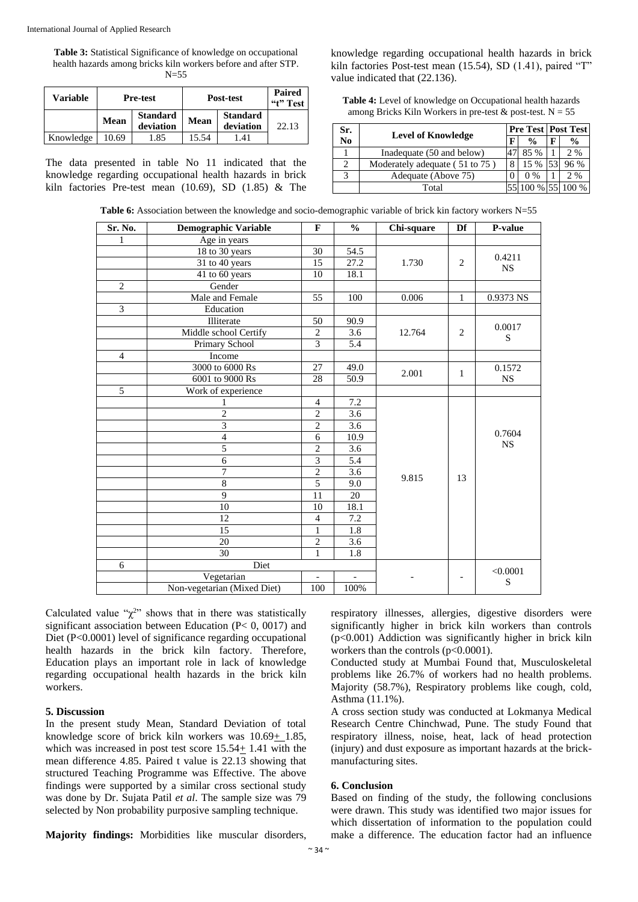**Table 3:** Statistical Significance of knowledge on occupational health hazards among bricks kiln workers before and after STP. N=55

| Variable | Pre-test | | Post-test | | Paired "t" Test |
|---|---|---|---|---|---|
| | Mean | Standard deviation | Mean | Standard deviation | 22.13 |
| Knowledge | 10.69 | 1.85 | 15.54 | 1.41 | |

The data presented in table No 11 indicated that the knowledge regarding occupational health hazards in brick kiln factories Pre-test mean (10.69), SD (1.85) & The knowledge regarding occupational health hazards in brick kiln factories Post-test mean (15.54), SD (1.41), paired "T" value indicated that (22.136).

**Table 4:** Level of knowledge on Occupational health hazards among Bricks Kiln Workers in pre-test & post-test. N = 55

| Sr. No | Level of Knowledge | Pre Test | | Post Test | |
|---|---|---|---|---|---|
| | | F | % | F | % |
| 1 | Inadequate (50 and below) | 47 | 85 % | 1 | 2 % |
| 2 | Moderately adequate ( 51 to 75 ) | 8 | 15 % | 53 | 96 % |
| 3 | Adequate (Above 75) | 0 | 0 % | 1 | 2 % |
| | Total | 55 | 100 % | 55 | 100 % |

**Table 6:** Association between the knowledge and socio-demographic variable of brick kin factory workers N=55

| Sr. No. | Demographic Variable | F | % | Chi-square | Df | P-value |
|---|---|---|---|---|---|---|
| 1 | Age in years | | | | | |
| | 18 to 30 years | 30 | 54.5 | 1.730 | 2 | 0.4211 NS |
| | 31 to 40 years | 15 | 27.2 | | | |
| | 41 to 60 years | 10 | 18.1 | | | |
| 2 | Gender | | | | | |
| | Male and Female | 55 | 100 | 0.006 | 1 | 0.9373 NS |
| 3 | Education | | | | | |
| | Illiterate | 50 | 90.9 | 12.764 | 2 | 0.0017 S |
| | Middle school Certify | 2 | 3.6 | | | |
| | Primary School | 3 | 5.4 | | | |
| 4 | Income | | | | | |
| | 3000 to 6000 Rs | 27 | 49.0 | 2.001 | 1 | 0.1572 NS |
| | 6001 to 9000 Rs | 28 | 50.9 | | | |
| 5 | Work of experience | | | | | |
| | 1 | 4 | 7.2 | 9.815 | 13 | 0.7604 NS |
| | 2 | 2 | 3.6 | | | |
| | 3 | 2 | 3.6 | | | |
| | 4 | 6 | 10.9 | | | |
| | 5 | 2 | 3.6 | | | |
| | 6 | 3 | 5.4 | | | |
| | 7 | 2 | 3.6 | | | |
| | 8 | 5 | 9.0 | | | |
| | 9 | 11 | 20 | | | |
| | 10 | 10 | 18.1 | | | |
| | 12 | 4 | 7.2 | | | |
| | 15 | 1 | 1.8 | | | |
| | 20 | 2 | 3.6 | | | |
| | 30 | 1 | 1.8 | | | |
| 6 | Diet | | | - | - | <0.0001 S |
| | Vegetarian | - | - | | | |
| | Non-vegetarian (Mixed Diet) | 100 | 100% | | | |

Calculated value "$\chi^2$" shows that in there was statistically significant association between Education (P< 0, 0017) and Diet (P<0.0001) level of significance regarding occupational health hazards in the brick kiln factory. Therefore, Education plays an important role in lack of knowledge regarding occupational health hazards in the brick kiln workers.

## 5. Discussion

In the present study Mean, Standard Deviation of total knowledge score of brick kiln workers was 10.69$\pm$ 1.85, which was increased in post test score 15.54$\pm$ 1.41 with the mean difference 4.85. Paired t value is 22.13 showing that structured Teaching Programme was Effective. The above findings were supported by a similar cross sectional study was done by Dr. Sujata Patil *et al*. The sample size was 79 selected by Non probability purposive sampling technique.

**Majority findings:** Morbidities like muscular disorders, respiratory illnesses, allergies, digestive disorders were significantly higher in brick kiln workers than controls (p<0.001) Addiction was significantly higher in brick kiln workers than the controls (p<0.0001).

Conducted study at Mumbai Found that, Musculoskeletal problems like 26.7% of workers had no health problems. Majority (58.7%), Respiratory problems like cough, cold, Asthma (11.1%).

A cross section study was conducted at Lokmanya Medical Research Centre Chinchwad, Pune. The study Found that respiratory illness, noise, heat, lack of head protection (injury) and dust exposure as important hazards at the brick-manufacturing sites.

## 6. Conclusion

Based on finding of the study, the following conclusions were drawn. This study was identified two major issues for which dissertation of information to the population could make a difference. The education factor had an influence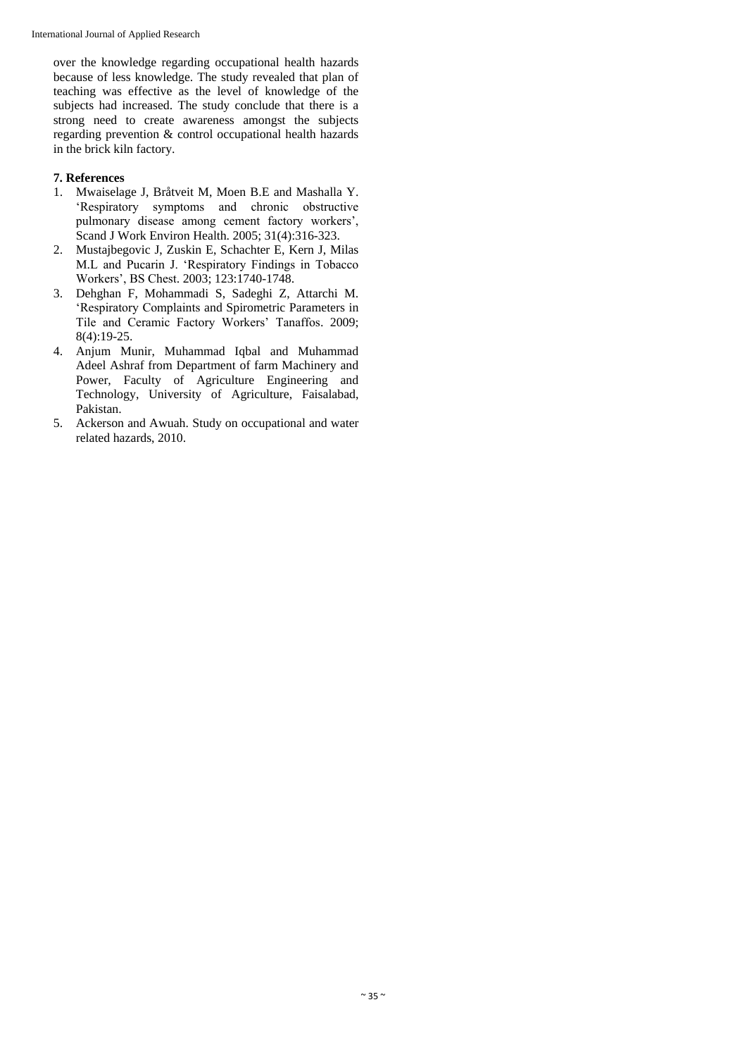over the knowledge regarding occupational health hazards because of less knowledge. The study revealed that plan of teaching was effective as the level of knowledge of the subjects had increased. The study conclude that there is a strong need to create awareness amongst the subjects regarding prevention & control occupational health hazards in the brick kiln factory.

## 7. References

1. Mwaiselage J, Bråtveit M, Moen B.E and Mashalla Y. 'Respiratory symptoms and chronic obstructive pulmonary disease among cement factory workers', Scand J Work Environ Health. 2005; 31(4):316-323.
2. Mustajbegovic J, Zuskin E, Schachter E, Kern J, Milas M.L and Pucarin J. 'Respiratory Findings in Tobacco Workers', BS Chest. 2003; 123:1740-1748.
3. Dehghan F, Mohammadi S, Sadeghi Z, Attarchi M. 'Respiratory Complaints and Spirometric Parameters in Tile and Ceramic Factory Workers' Tanaffos. 2009; 8(4):19-25.
4. Anjum Munir, Muhammad Iqbal and Muhammad Adeel Ashraf from Department of farm Machinery and Power, Faculty of Agriculture Engineering and Technology, University of Agriculture, Faisalabad, Pakistan.
5. Ackerson and Awuah. Study on occupational and water related hazards, 2010.